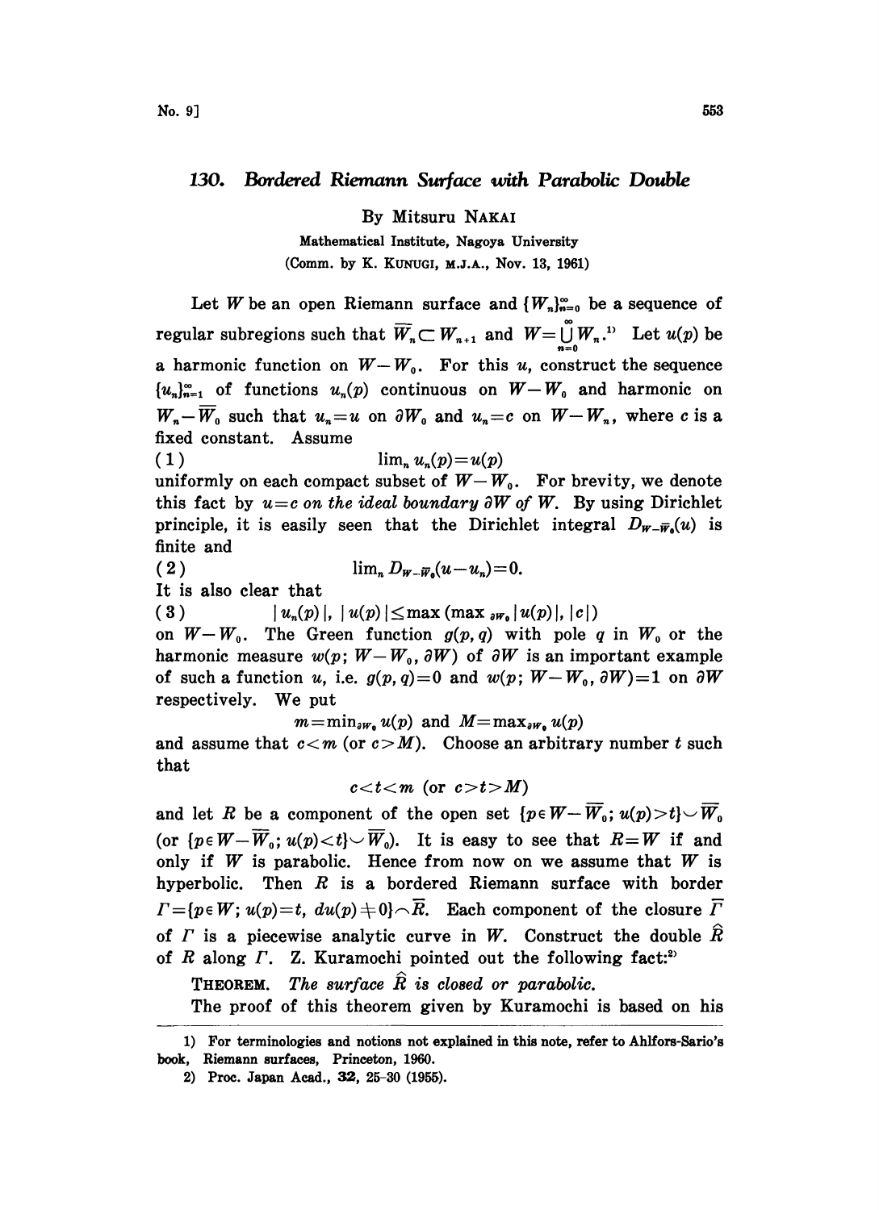# 130. Bordered Riemann Surface with Parabolic Double

By Mitsuru NAKAI

Mathematical Institute, Nagoya University

(Comm. by K. KUNUGI, M.J.A., Nov. 13, 1961)

Let $W$ be an open Riemann surface and $\{W_n\}_{n=0}^{\infty}$ be a sequence of regular subregions such that $\overline{W}_n \subset W_{n+1}$ and $W=\bigcup_{n=0}^{\infty} W_n$.[1] Let $u(p)$ be a harmonic function on $W-W_0$. For this $u$, construct the sequence $\{u_n\}_{n=1}^{\infty}$ of functions $u_n(p)$ continuous on $W-W_0$ and harmonic on $W_n-\overline{W}_0$ such that $u_n=u$ on $\partial W_0$ and $u_n=c$ on $W-W_n$, where $c$ is a fixed constant. Assume

$$(1) \qquad \lim_n u_n(p)=u(p)$$

uniformly on each compact subset of $W-W_0$. For brevity, we denote this fact by $u=c$ *on the ideal boundary* $\partial W$ *of* $W$. By using Dirichlet principle, it is easily seen that the Dirichlet integral $D_{W-\overline{W}_0}(u)$ is finite and

$$(2) \qquad \lim_n D_{W-\overline{W}_0}(u-u_n)=0.$$

It is also clear that

$$(3) \qquad |u_n(p)|,\ |u(p)| \leq \max(\max_{\partial W_0}|u(p)|, |c|)$$

on $W-W_0$. The Green function $g(p,q)$ with pole $q$ in $W_0$ or the harmonic measure $w(p;W-W_0,\partial W)$ of $\partial W$ is an important example of such a function $u$, i.e. $g(p,q)=0$ and $w(p;W-W_0,\partial W)=1$ on $\partial W$ respectively. We put

$$m=\min_{\partial W_0} u(p) \text{ and } M=\max_{\partial W_0} u(p)$$

and assume that $c<m$ (or $c>M$). Choose an arbitrary number $t$ such that

$$c<t<m \text{ (or } c>t>M)$$

and let $R$ be a component of the open set $\{p\in W-\overline{W}_0;\ u(p)>t\}\cup\overline{W}_0$ (or $\{p\in W-\overline{W}_0;\ u(p)<t\}\cup\overline{W}_0$). It is easy to see that $R=W$ if and only if $W$ is parabolic. Hence from now on we assume that $W$ is hyperbolic. Then $R$ is a bordered Riemann surface with border $\Gamma=\{p\in W;\ u(p)=t,\ du(p)\neq 0\}\frown\overline{R}$. Each component of the closure $\overline{\Gamma}$ of $\Gamma$ is a piecewise analytic curve in $W$. Construct the double $\hat{R}$ of $R$ along $\Gamma$. Z. Kuramochi pointed out the following fact:[2]

THEOREM. *The surface $\hat{R}$ is closed or parabolic.*

The proof of this theorem given by Kuramochi is based on his

---

1) For terminologies and notions not explained in this note, refer to Ahlfors-Sario's book, Riemann surfaces, Princeton, 1960.

2) Proc. Japan Acad., **32**, 25-30 (1955).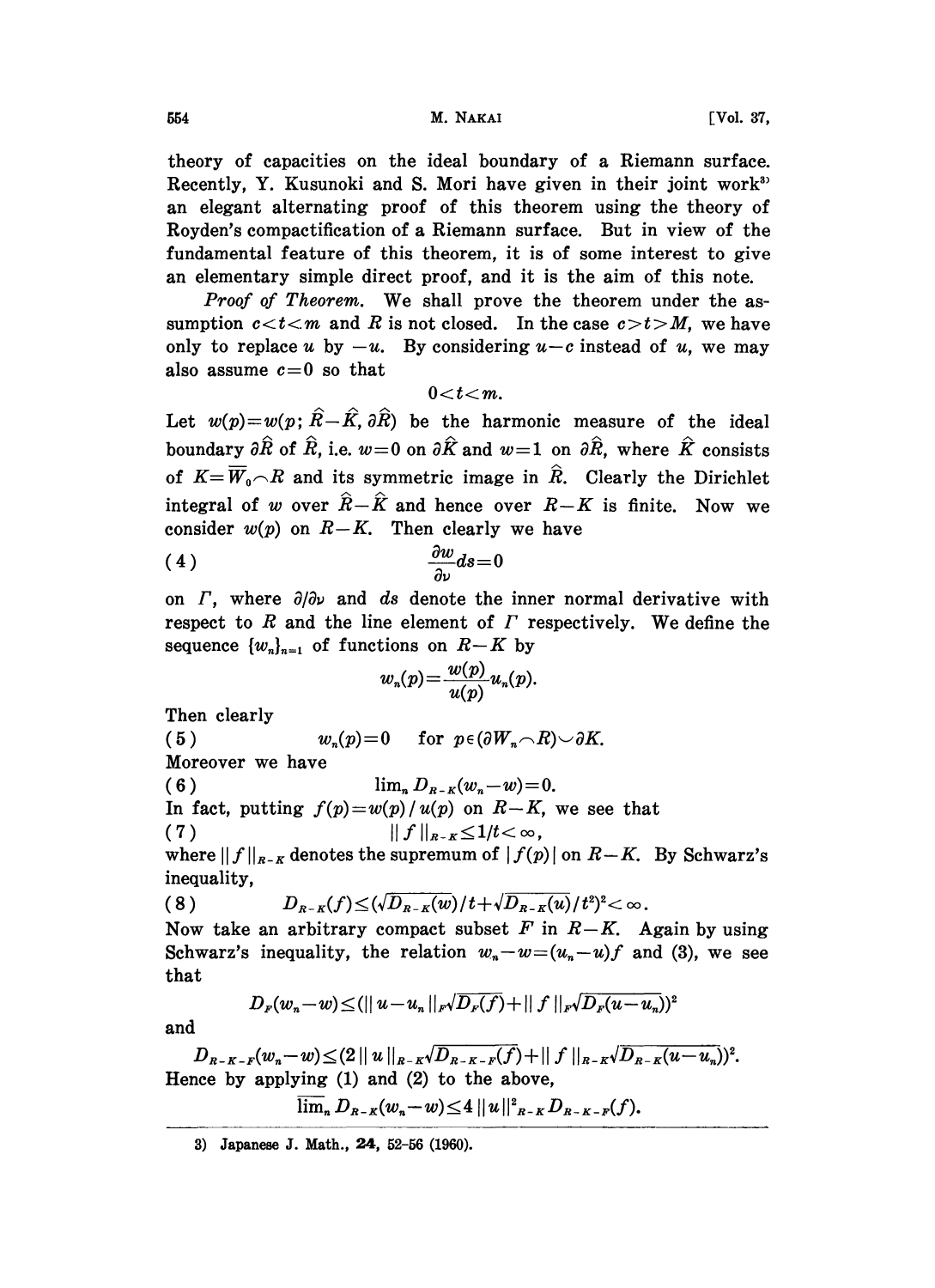theory of capacities on the ideal boundary of a Riemann surface. Recently, Y. Kusunoki and S. Mori have given in their joint work[3] an elegant alternating proof of this theorem using the theory of Royden's compactification of a Riemann surface. But in view of the fundamental feature of this theorem, it is of some interest to give an elementary simple direct proof, and it is the aim of this note.

*Proof of Theorem.* We shall prove the theorem under the assumption $c<t<m$ and $R$ is not closed. In the case $c>t>M$, we have only to replace $u$ by $-u$. By considering $u-c$ instead of $u$, we may also assume $c=0$ so that

$$0<t<m.$$

Let $w(p)=w(p;\hat{R}-\hat{K},\partial\hat{R})$ be the harmonic measure of the ideal boundary $\partial\hat{R}$ of $\hat{R}$, i.e. $w=0$ on $\partial\hat{K}$ and $w=1$ on $\partial\hat{R}$, where $\hat{K}$ consists of $K=\overline{W}_0\frown R$ and its symmetric image in $\hat{R}$. Clearly the Dirichlet integral of $w$ over $\hat{R}-\hat{K}$ and hence over $R-K$ is finite. Now we consider $w(p)$ on $R-K$. Then clearly we have

$$\frac{\partial w}{\partial \nu}ds=0 \tag{4}$$

on $\Gamma$, where $\partial/\partial\nu$ and $ds$ denote the inner normal derivative with respect to $R$ and the line element of $\Gamma$ respectively. We define the sequence $\{w_n\}_{n=1}$ of functions on $R-K$ by

$$w_n(p)=\frac{w(p)}{u(p)}u_n(p).$$

Then clearly

$$w_n(p)=0 \quad \text{for } p\in(\partial W_n\frown R)\smile\partial K. \tag{5}$$

Moreover we have

$$\lim_n D_{R-K}(w_n-w)=0. \tag{6}$$

In fact, putting $f(p)=w(p)/u(p)$ on $R-K$, we see that

$$\|f\|_{R-K}\leq 1/t<\infty, \tag{7}$$

where $\|f\|_{R-K}$ denotes the supremum of $|f(p)|$ on $R-K$. By Schwarz's inequality,

$$D_{R-K}(f)\leq(\sqrt{D_{R-K}(w)}/t+\sqrt{D_{R-K}(u)}/t^2)^2<\infty. \tag{8}$$

Now take an arbitrary compact subset $F$ in $R-K$. Again by using Schwarz's inequality, the relation $w_n-w=(u_n-u)f$ and (3), we see that

$$D_F(w_n-w)\leq(\|u-u_n\|_F\sqrt{D_F(f)}+\|f\|_F\sqrt{D_F(u-u_n)})^2$$

and

$$D_{R-K-F}(w_n-w)\leq(2\|u\|_{R-K}\sqrt{D_{R-K-F}(f)}+\|f\|_{R-K}\sqrt{D_{R-K}(u-u_n)})^2.$$

Hence by applying (1) and (2) to the above,

$$\overline{\lim}_n D_{R-K}(w_n-w)\leq 4\|u\|^2_{R-K}D_{R-K-F}(f).$$

---

3) Japanese J. Math., **24**, 52–56 (1960).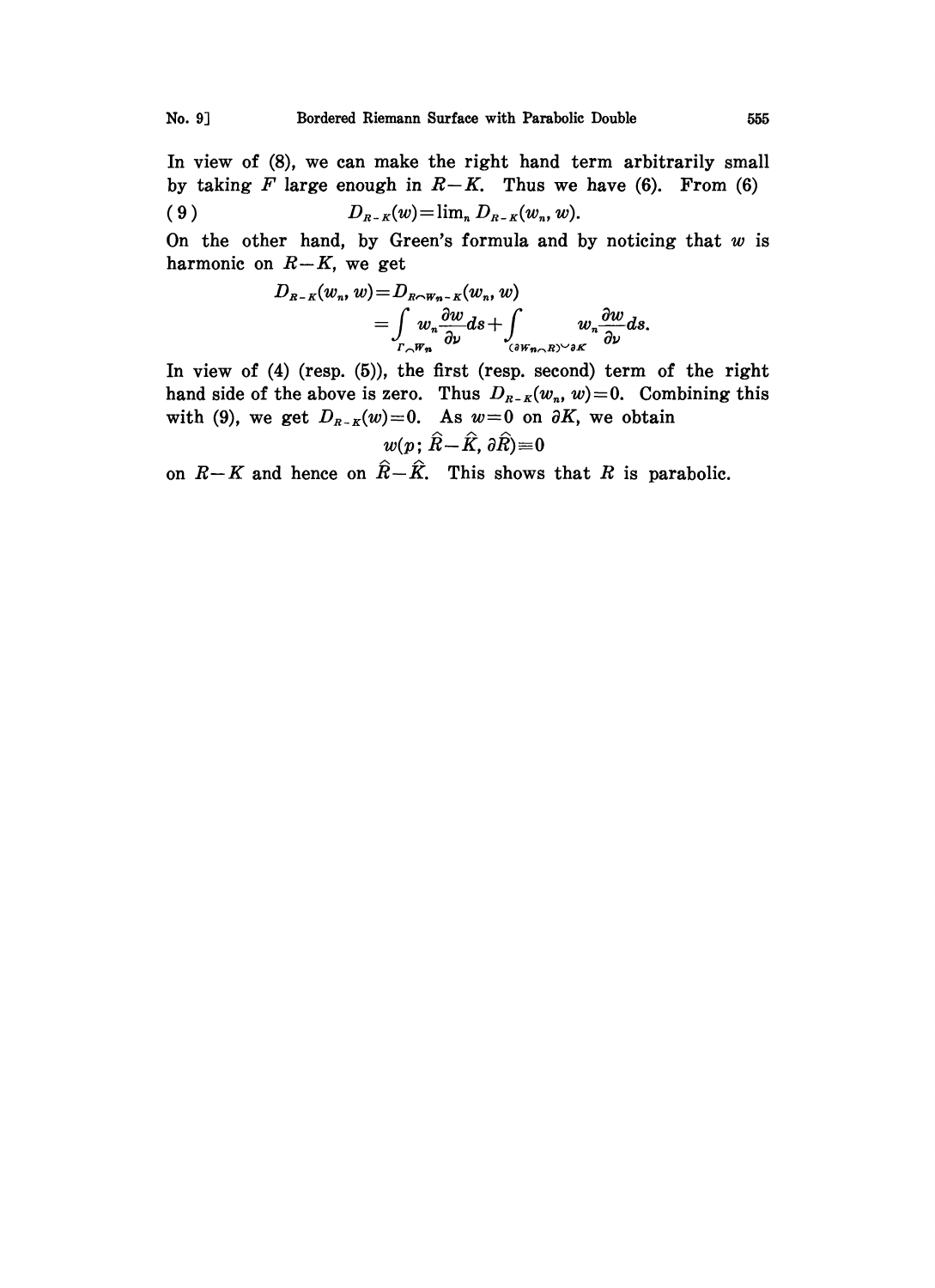In view of (8), we can make the right hand term arbitrarily small by taking $F$ large enough in $R-K$. Thus we have (6). From (6)

$$D_{R-K}(w)=\lim_n D_{R-K}(w_n, w). \tag{9}$$

On the other hand, by Green's formula and by noticing that $w$ is harmonic on $R-K$, we get

$$\begin{aligned} D_{R-K}(w_n, w) &= D_{R\frown W_n-K}(w_n, w) \\ &= \int_{\Gamma\frown W_n} w_n \frac{\partial w}{\partial \nu} ds + \int_{(\partial W_n \frown R)\smile \partial K} w_n \frac{\partial w}{\partial \nu} ds. \end{aligned}$$

In view of (4) (resp. (5)), the first (resp. second) term of the right hand side of the above is zero. Thus $D_{R-K}(w_n, w)=0$. Combining this with (9), we get $D_{R-K}(w)=0$. As $w=0$ on $\partial K$, we obtain

$$w(p;\hat{R}-\hat{K}, \partial\hat{R})\equiv 0$$

on $R-K$ and hence on $\hat{R}-\hat{K}$. This shows that $R$ is parabolic.